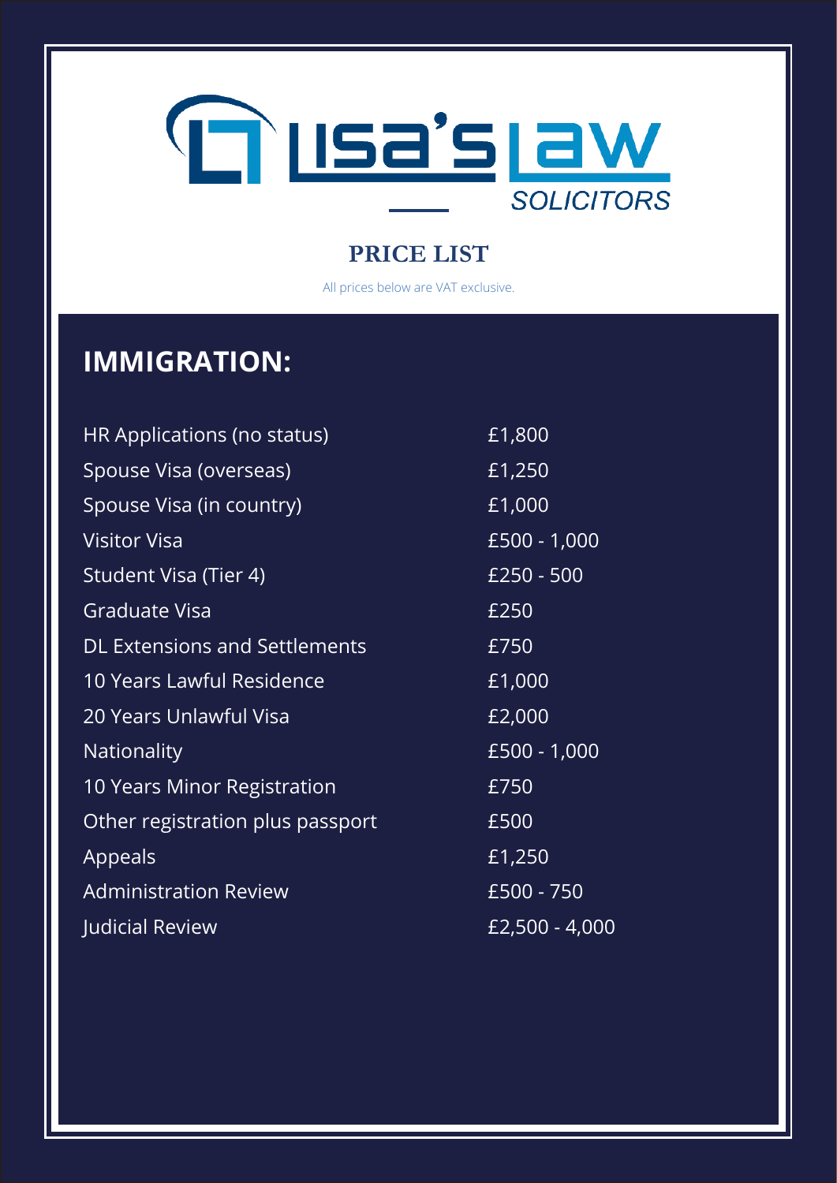# Lisa's Law SOLICITORS

## PRICE LIST

All prices below are VAT exclusive.

## IMMIGRATION:

| | |
|---|---|
| HR Applications (no status) | £1,800 |
| Spouse Visa (overseas) | £1,250 |
| Spouse Visa (in country) | £1,000 |
| Visitor Visa | £500 - 1,000 |
| Student Visa (Tier 4) | £250 - 500 |
| Graduate Visa | £250 |
| DL Extensions and Settlements | £750 |
| 10 Years Lawful Residence | £1,000 |
| 20 Years Unlawful Visa | £2,000 |
| Nationality | £500 - 1,000 |
| 10 Years Minor Registration | £750 |
| Other registration plus passport | £500 |
| Appeals | £1,250 |
| Administration Review | £500 - 750 |
| Judicial Review | £2,500 - 4,000 |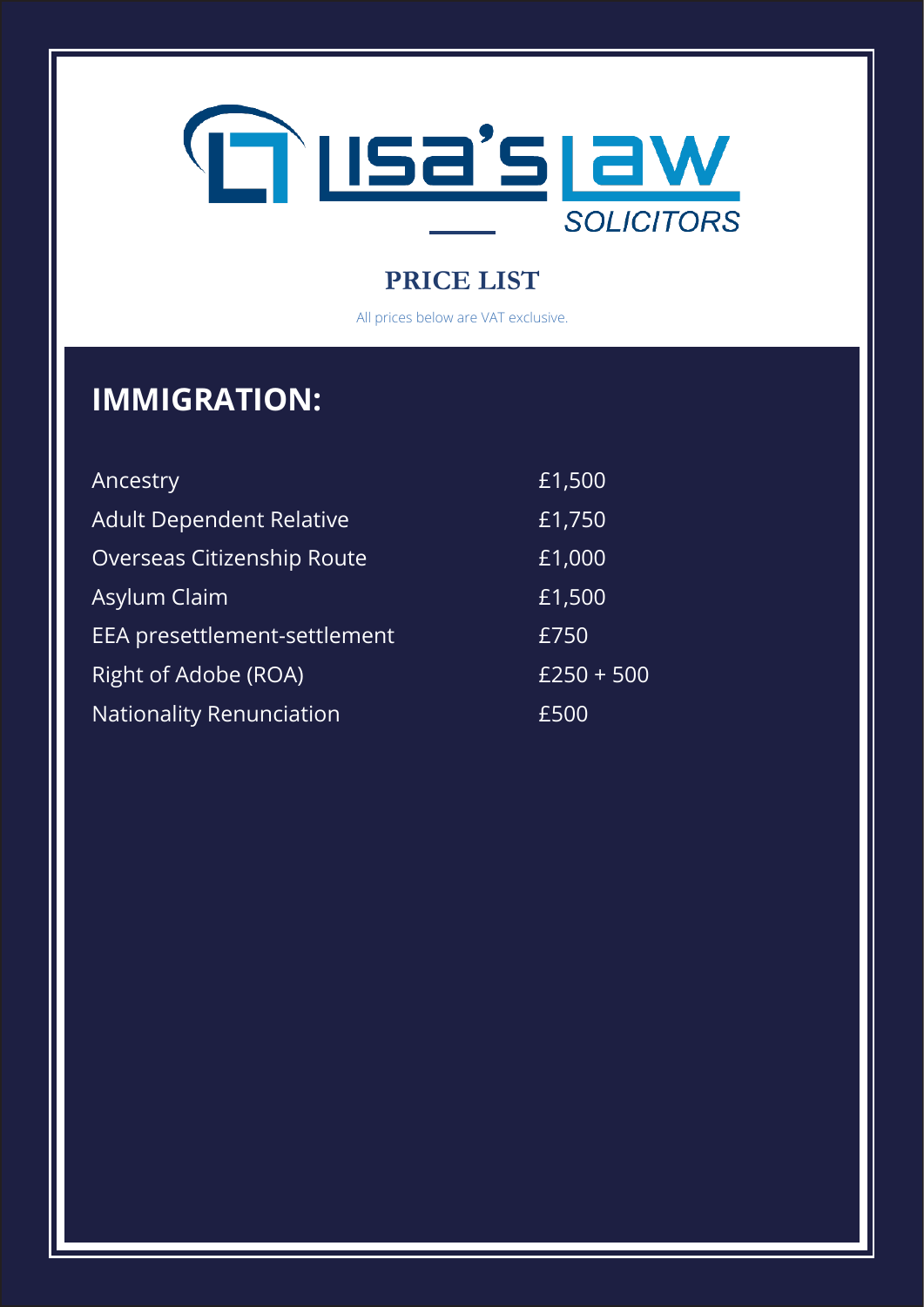Lisa's Law SOLICITORS

## PRICE LIST

All prices below are VAT exclusive.

## IMMIGRATION:

| Service | Price |
| --- | --- |
| Ancestry | £1,500 |
| Adult Dependent Relative | £1,750 |
| Overseas Citizenship Route | £1,000 |
| Asylum Claim | £1,500 |
| EEA presettlement-settlement | £750 |
| Right of Adobe (ROA) | £250 + 500 |
| Nationality Renunciation | £500 |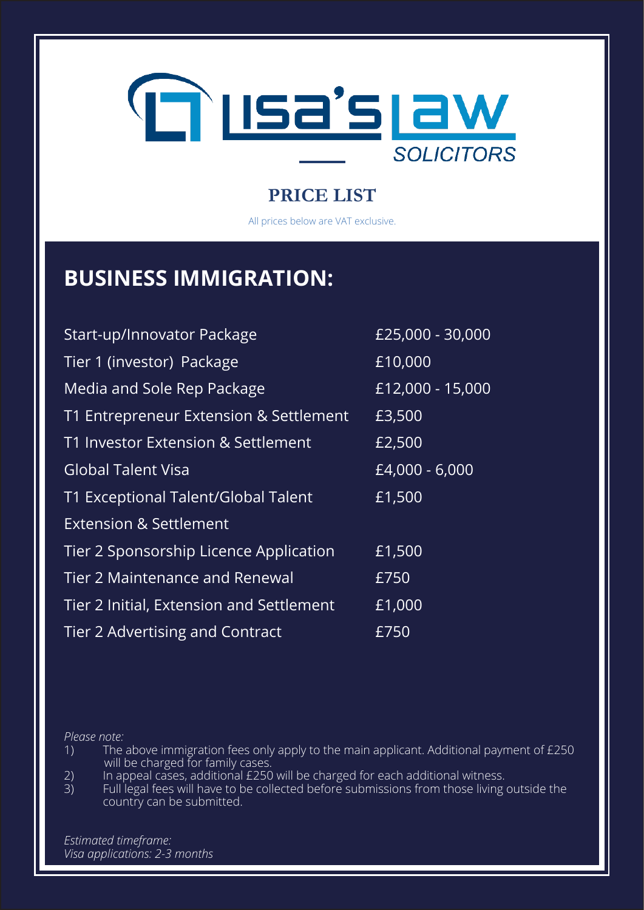# Lisa's Law SOLICITORS

## PRICE LIST

All prices below are VAT exclusive.

## BUSINESS IMMIGRATION:

| Service | Price |
|---|---|
| Start-up/Innovator Package | £25,000 - 30,000 |
| Tier 1 (investor) Package | £10,000 |
| Media and Sole Rep Package | £12,000 - 15,000 |
| T1 Entrepreneur Extension & Settlement | £3,500 |
| T1 Investor Extension & Settlement | £2,500 |
| Global Talent Visa | £4,000 - 6,000 |
| T1 Exceptional Talent/Global Talent Extension & Settlement | £1,500 |
| Tier 2 Sponsorship Licence Application | £1,500 |
| Tier 2 Maintenance and Renewal | £750 |
| Tier 2 Initial, Extension and Settlement | £1,000 |
| Tier 2 Advertising and Contract | £750 |

*Please note:*

1) The above immigration fees only apply to the main applicant. Additional payment of £250 will be charged for family cases.
2) In appeal cases, additional £250 will be charged for each additional witness.
3) Full legal fees will have to be collected before submissions from those living outside the country can be submitted.

*Estimated timeframe:*
*Visa applications: 2-3 months*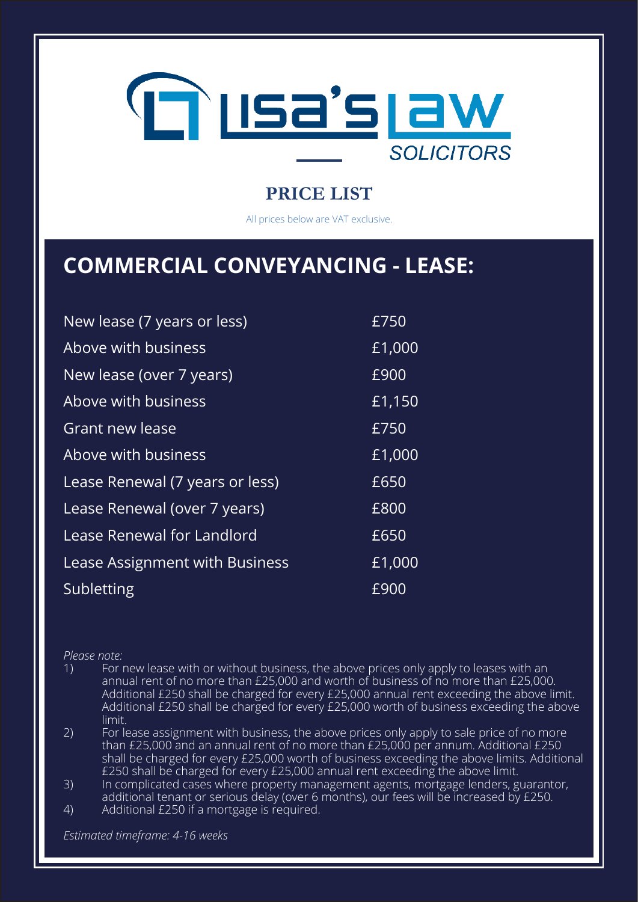Lisa's Law SOLICITORS

## PRICE LIST

All prices below are VAT exclusive.

# COMMERCIAL CONVEYANCING - LEASE:

| Service | Price |
|---|---|
| New lease (7 years or less) | £750 |
| Above with business | £1,000 |
| New lease (over 7 years) | £900 |
| Above with business | £1,150 |
| Grant new lease | £750 |
| Above with business | £1,000 |
| Lease Renewal (7 years or less) | £650 |
| Lease Renewal (over 7 years) | £800 |
| Lease Renewal for Landlord | £650 |
| Lease Assignment with Business | £1,000 |
| Subletting | £900 |

*Please note:*

1) For new lease with or without business, the above prices only apply to leases with an annual rent of no more than £25,000 and worth of business of no more than £25,000. Additional £250 shall be charged for every £25,000 annual rent exceeding the above limit. Additional £250 shall be charged for every £25,000 worth of business exceeding the above limit.
2) For lease assignment with business, the above prices only apply to sale price of no more than £25,000 and an annual rent of no more than £25,000 per annum. Additional £250 shall be charged for every £25,000 worth of business exceeding the above limits. Additional £250 shall be charged for every £25,000 annual rent exceeding the above limit.
3) In complicated cases where property management agents, mortgage lenders, guarantor, additional tenant or serious delay (over 6 months), our fees will be increased by £250.
4) Additional £250 if a mortgage is required.

*Estimated timeframe: 4-16 weeks*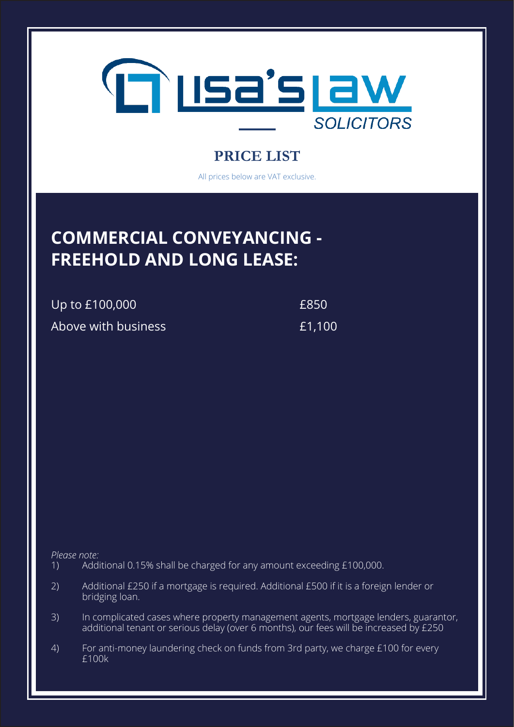LISA'S LAW SOLICITORS

## PRICE LIST

All prices below are VAT exclusive.

# COMMERCIAL CONVEYANCING - FREEHOLD AND LONG LEASE:

| | |
|---|---|
| Up to £100,000 | £850 |
| Above with business | £1,100 |

*Please note:*

1) Additional 0.15% shall be charged for any amount exceeding £100,000.
2) Additional £250 if a mortgage is required. Additional £500 if it is a foreign lender or bridging loan.
3) In complicated cases where property management agents, mortgage lenders, guarantor, additional tenant or serious delay (over 6 months), our fees will be increased by £250
4) For anti-money laundering check on funds from 3rd party, we charge £100 for every £100k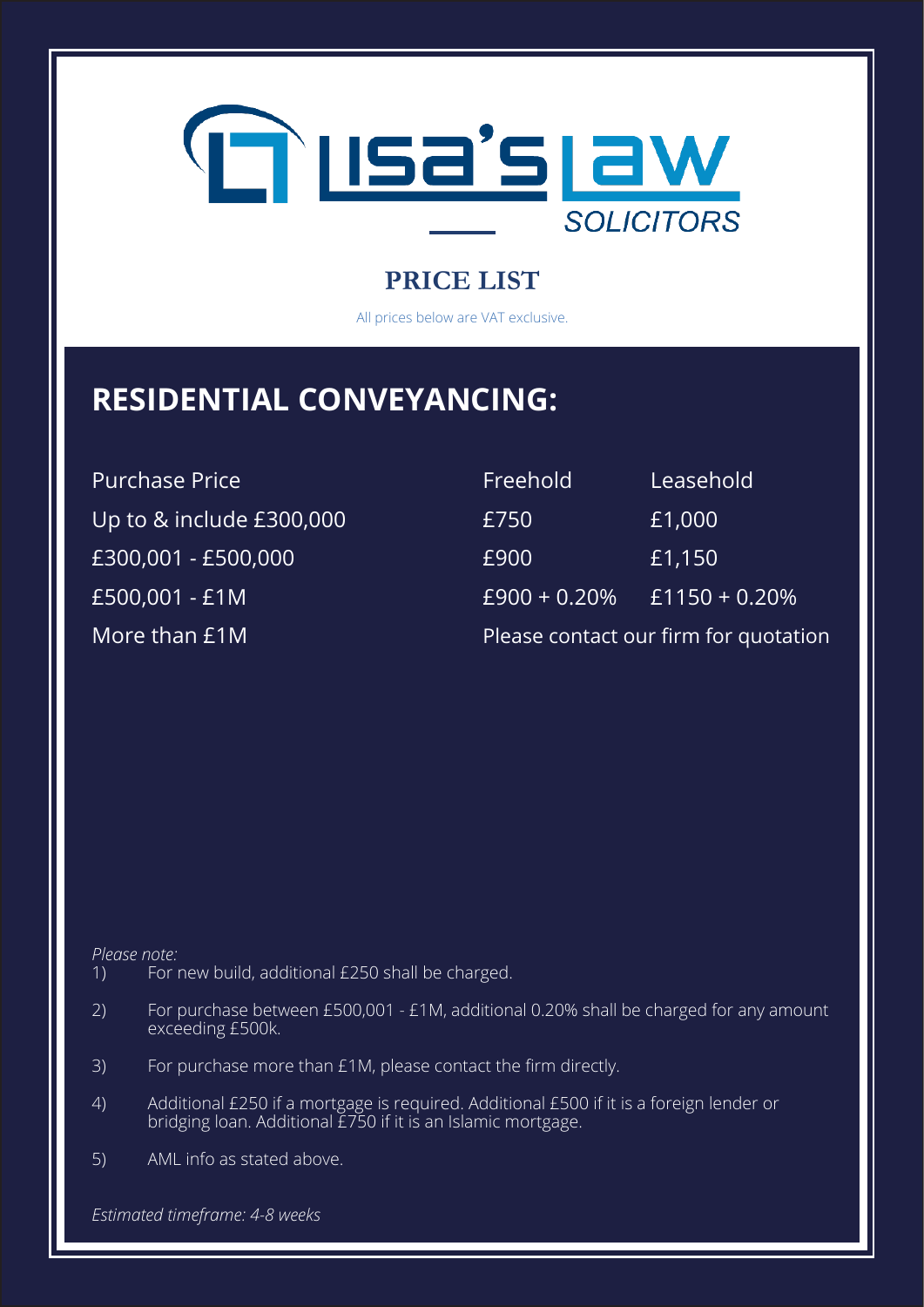Lisa's Law

SOLICITORS

## PRICE LIST

All prices below are VAT exclusive.

# RESIDENTIAL CONVEYANCING:

| Purchase Price | Freehold | Leasehold |
|---|---|---|
| Up to & include £300,000 | £750 | £1,000 |
| £300,001 - £500,000 | £900 | £1,150 |
| £500,001 - £1M | £900 + 0.20% | £1150 + 0.20% |
| More than £1M | Please contact our firm for quotation | |

*Please note:*

1) For new build, additional £250 shall be charged.
2) For purchase between £500,001 - £1M, additional 0.20% shall be charged for any amount exceeding £500k.
3) For purchase more than £1M, please contact the firm directly.
4) Additional £250 if a mortgage is required. Additional £500 if it is a foreign lender or bridging loan. Additional £750 if it is an Islamic mortgage.
5) AML info as stated above.

*Estimated timeframe: 4-8 weeks*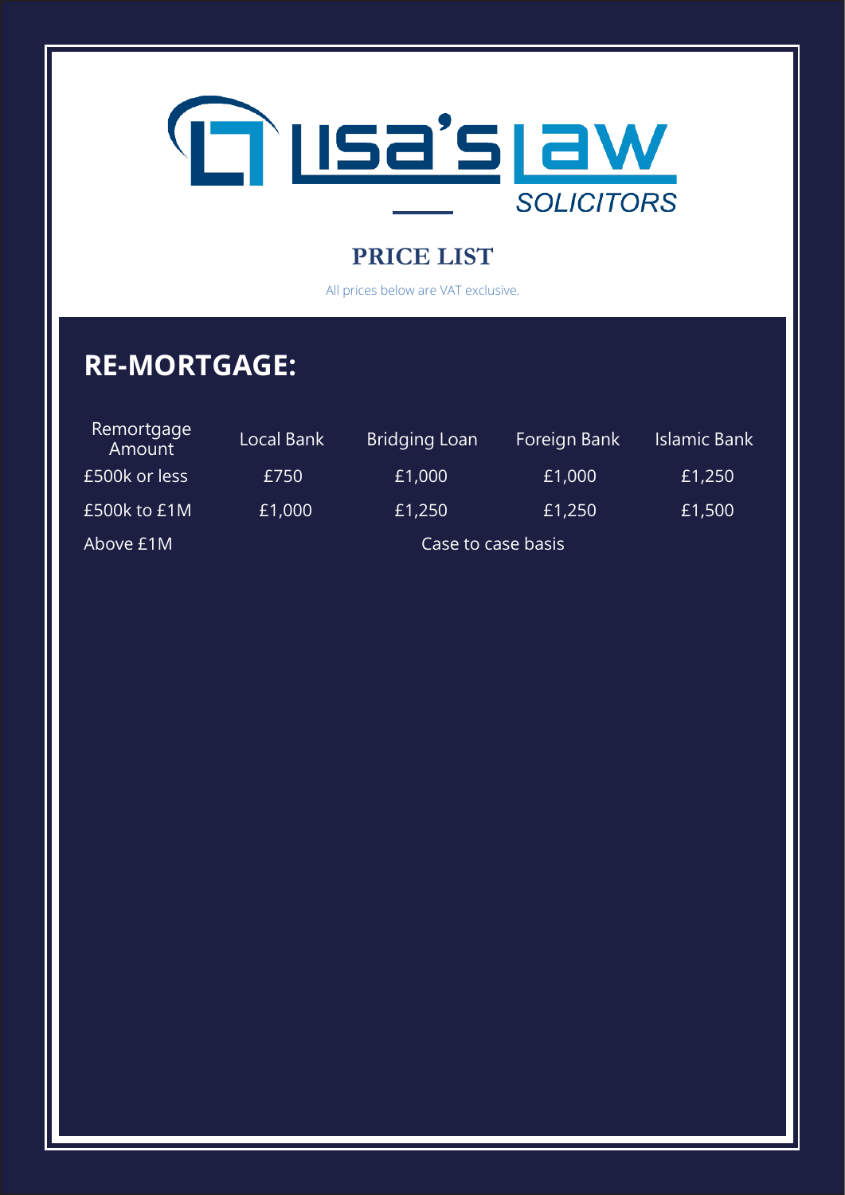LISA'S LAW SOLICITORS

## PRICE LIST

All prices below are VAT exclusive.

# RE-MORTGAGE:

| Remortgage Amount | Local Bank | Bridging Loan | Foreign Bank | Islamic Bank |
|---|---|---|---|---|
| £500k or less | £750 | £1,000 | £1,000 | £1,250 |
| £500k to £1M | £1,000 | £1,250 | £1,250 | £1,500 |
| Above £1M | Case to case basis | | | |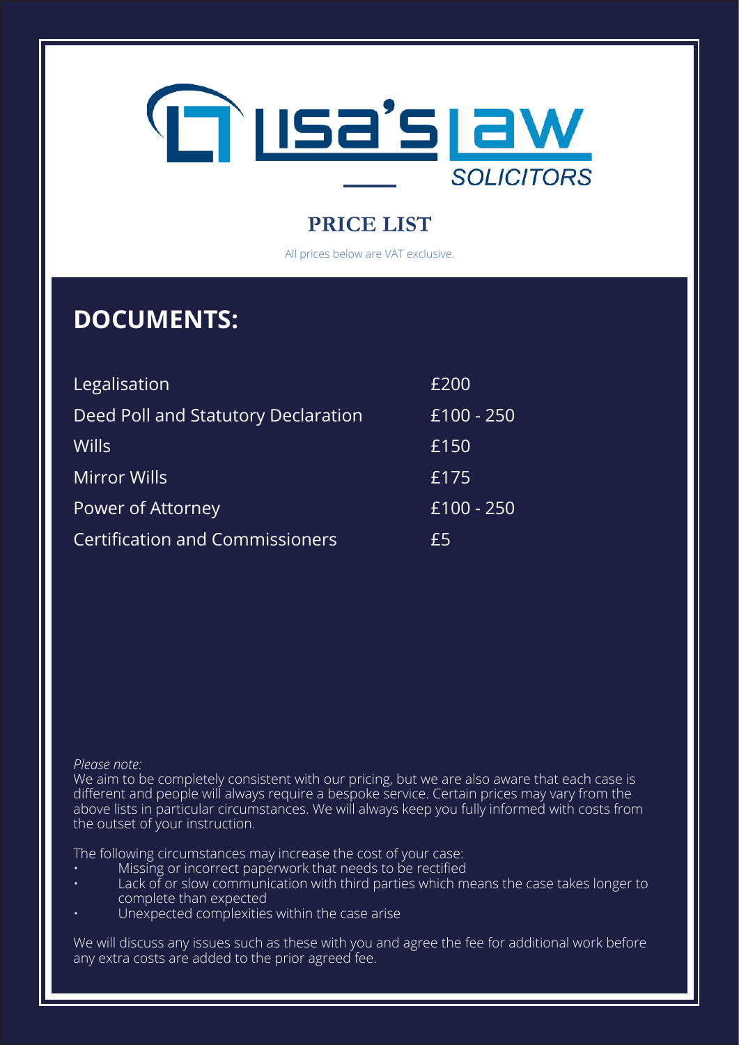Lisa's Law SOLICITORS

# PRICE LIST

All prices below are VAT exclusive.

## DOCUMENTS:

| Service | Price |
|---|---|
| Legalisation | £200 |
| Deed Poll and Statutory Declaration | £100 - 250 |
| Wills | £150 |
| Mirror Wills | £175 |
| Power of Attorney | £100 - 250 |
| Certification and Commissioners | £5 |

*Please note:*

We aim to be completely consistent with our pricing, but we are also aware that each case is different and people will always require a bespoke service. Certain prices may vary from the above lists in particular circumstances. We will always keep you fully informed with costs from the outset of your instruction.

The following circumstances may increase the cost of your case:

- Missing or incorrect paperwork that needs to be rectified
- Lack of or slow communication with third parties which means the case takes longer to complete than expected
- Unexpected complexities within the case arise

We will discuss any issues such as these with you and agree the fee for additional work before any extra costs are added to the prior agreed fee.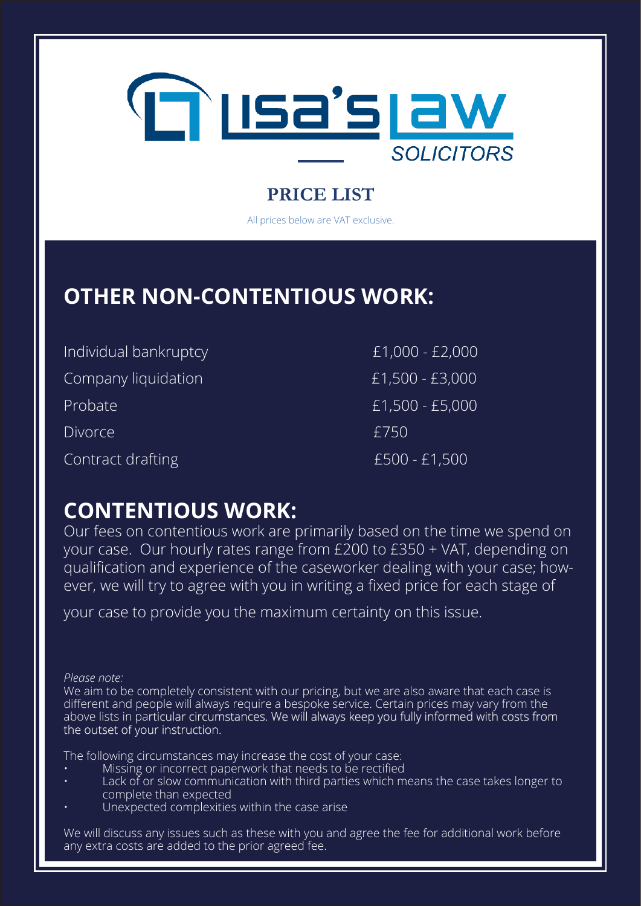Lisa's Law SOLICITORS

## PRICE LIST

All prices below are VAT exclusive.

## OTHER NON-CONTENTIOUS WORK:

| | |
|---|---|
| Individual bankruptcy | £1,000 - £2,000 |
| Company liquidation | £1,500 - £3,000 |
| Probate | £1,500 - £5,000 |
| Divorce | £750 |
| Contract drafting | £500 - £1,500 |

## CONTENTIOUS WORK:

Our fees on contentious work are primarily based on the time we spend on your case. Our hourly rates range from £200 to £350 + VAT, depending on qualification and experience of the caseworker dealing with your case; however, we will try to agree with you in writing a fixed price for each stage of your case to provide you the maximum certainty on this issue.

*Please note:*

We aim to be completely consistent with our pricing, but we are also aware that each case is different and people will always require a bespoke service. Certain prices may vary from the above lists in particular circumstances. We will always keep you fully informed with costs from the outset of your instruction.

The following circumstances may increase the cost of your case:

- Missing or incorrect paperwork that needs to be rectified
- Lack of or slow communication with third parties which means the case takes longer to complete than expected
- Unexpected complexities within the case arise

We will discuss any issues such as these with you and agree the fee for additional work before any extra costs are added to the prior agreed fee.